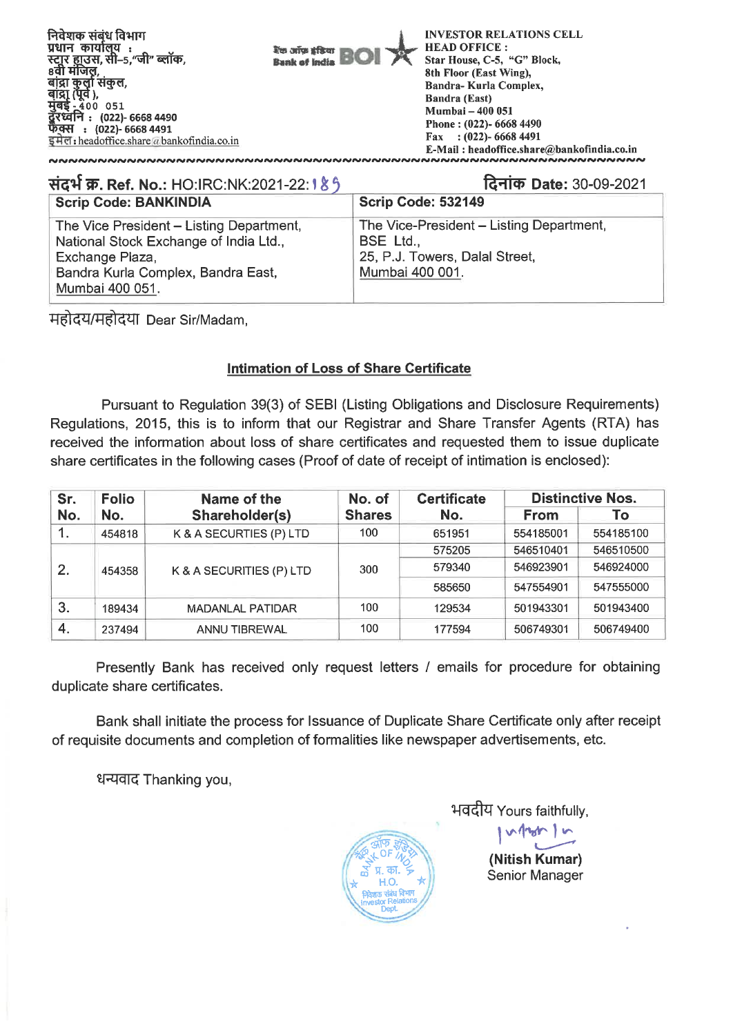निवेशक संबंध विभाग
प्रधान कार्यालय :
स्टार हाउस, सी–5,"जी" ब्लॉक,
8वी मंजिल,
बांद्रा कुर्ला संकुल,
बांद्रा (पूर्व ),
मुंबई - 400 051
दूरध्वनि : (022)- 6668 4490
फैक्स : (022)- 6668 4491
इमेल : headoffice.share@bankofindia.co.in

बैंक ऑफ इंडिया Bank of India BOI

**INVESTOR RELATIONS CELL**
**HEAD OFFICE :**
**Star House, C-5, "G" Block,**
**8th Floor (East Wing),**
**Bandra- Kurla Complex,**
**Bandra (East)**
**Mumbai – 400 051**
**Phone : (022)- 6668 4490**
**Fax : (022)- 6668 4491**
**E-Mail : headoffice.share@bankofindia.co.in**

**संदर्भ क्र. Ref. No.:** HO:IRC:NK:2021-22:185 **दिनांक Date:** 30-09-2021

| **Scrip Code: BANKINDIA** | **Scrip Code: 532149** |
|---|---|
| The Vice President – Listing Department, National Stock Exchange of India Ltd., Exchange Plaza, Bandra Kurla Complex, Bandra East, Mumbai 400 051. | The Vice-President – Listing Department, BSE Ltd., 25, P.J. Towers, Dalal Street, Mumbai 400 001. |

महोदय/महोदया Dear Sir/Madam,

**Intimation of Loss of Share Certificate**

Pursuant to Regulation 39(3) of SEBI (Listing Obligations and Disclosure Requirements) Regulations, 2015, this is to inform that our Registrar and Share Transfer Agents (RTA) has received the information about loss of share certificates and requested them to issue duplicate share certificates in the following cases (Proof of date of receipt of intimation is enclosed):

| Sr. No. | Folio No. | Name of the Shareholder(s) | No. of Shares | Certificate No. | Distinctive Nos. | |
|---|---|---|---|---|---|---|
| | | | | | From | To |
| 1. | 454818 | K & A SECURTIES (P) LTD | 100 | 651951 | 554185001 | 554185100 |
| 2. | 454358 | K & A SECURITIES (P) LTD | 300 | 575205 | 546510401 | 546510500 |
| | | | | 579340 | 546923901 | 546924000 |
| | | | | 585650 | 547554901 | 547555000 |
| 3. | 189434 | MADANLAL PATIDAR | 100 | 129534 | 501943301 | 501943400 |
| 4. | 237494 | ANNU TIBREWAL | 100 | 177594 | 506749301 | 506749400 |

Presently Bank has received only request letters / emails for procedure for obtaining duplicate share certificates.

Bank shall initiate the process for Issuance of Duplicate Share Certificate only after receipt of requisite documents and completion of formalities like newspaper advertisements, etc.

धन्यवाद Thanking you,

भवदीय Yours faithfully,

**(Nitish Kumar)**
Senior Manager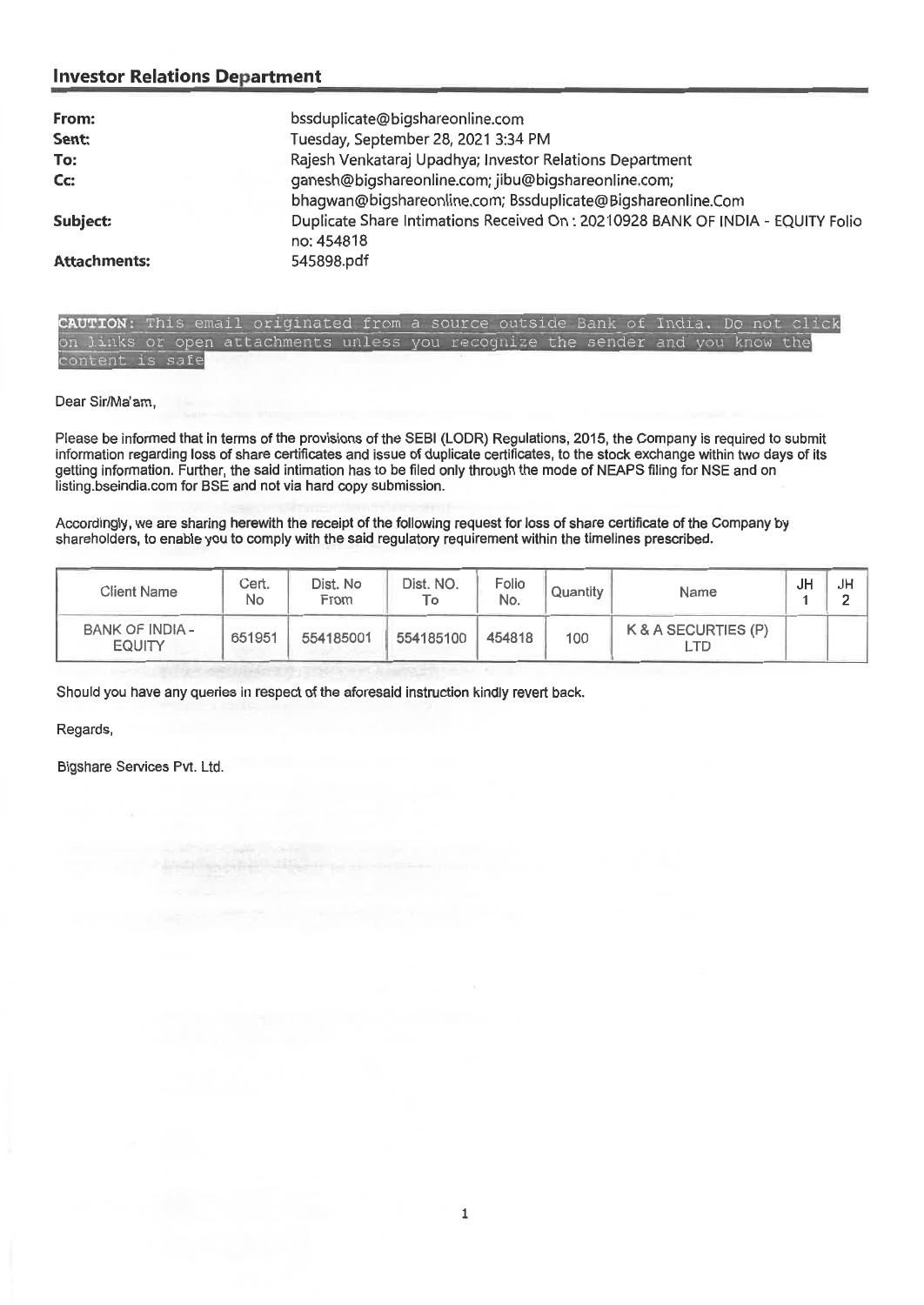## Investor Relations Department

| | |
|---|---|
| **From:** | bssduplicate@bigshareonline.com |
| **Sent:** | Tuesday, September 28, 2021 3:34 PM |
| **To:** | Rajesh Venkataraj Upadhya; Investor Relations Department |
| **Cc:** | ganesh@bigshareonline.com; jibu@bigshareonline.com; bhagwan@bigshareonline.com; Bssduplicate@Bigshareonline.Com |
| **Subject:** | Duplicate Share Intimations Received On : 20210928 BANK OF INDIA - EQUITY Folio no: 454818 |
| **Attachments:** | 545898.pdf |

**CAUTION:** This email originated from a source outside Bank of India. Do not click on links or open attachments unless you recognize the sender and you know the content is safe

Dear Sir/Ma'am,

Please be informed that in terms of the provisions of the SEBI (LODR) Regulations, 2015, the Company is required to submit information regarding loss of share certificates and issue of duplicate certificates, to the stock exchange within two days of its getting information. Further, the said intimation has to be filed only through the mode of NEAPS filing for NSE and on listing.bseindia.com for BSE and not via hard copy submission.

Accordingly, we are sharing herewith the receipt of the following request for loss of share certificate of the Company by shareholders, to enable you to comply with the said regulatory requirement within the timelines prescribed.

| Client Name | Cert. No | Dist. No From | Dist. NO. To | Folio No. | Quantity | Name | JH 1 | JH 2 |
|---|---|---|---|---|---|---|---|---|
| BANK OF INDIA - EQUITY | 651951 | 554185001 | 554185100 | 454818 | 100 | K & A SECURTIES (P) LTD | | |

Should you have any queries in respect of the aforesaid instruction kindly revert back.

Regards,

Bigshare Services Pvt. Ltd.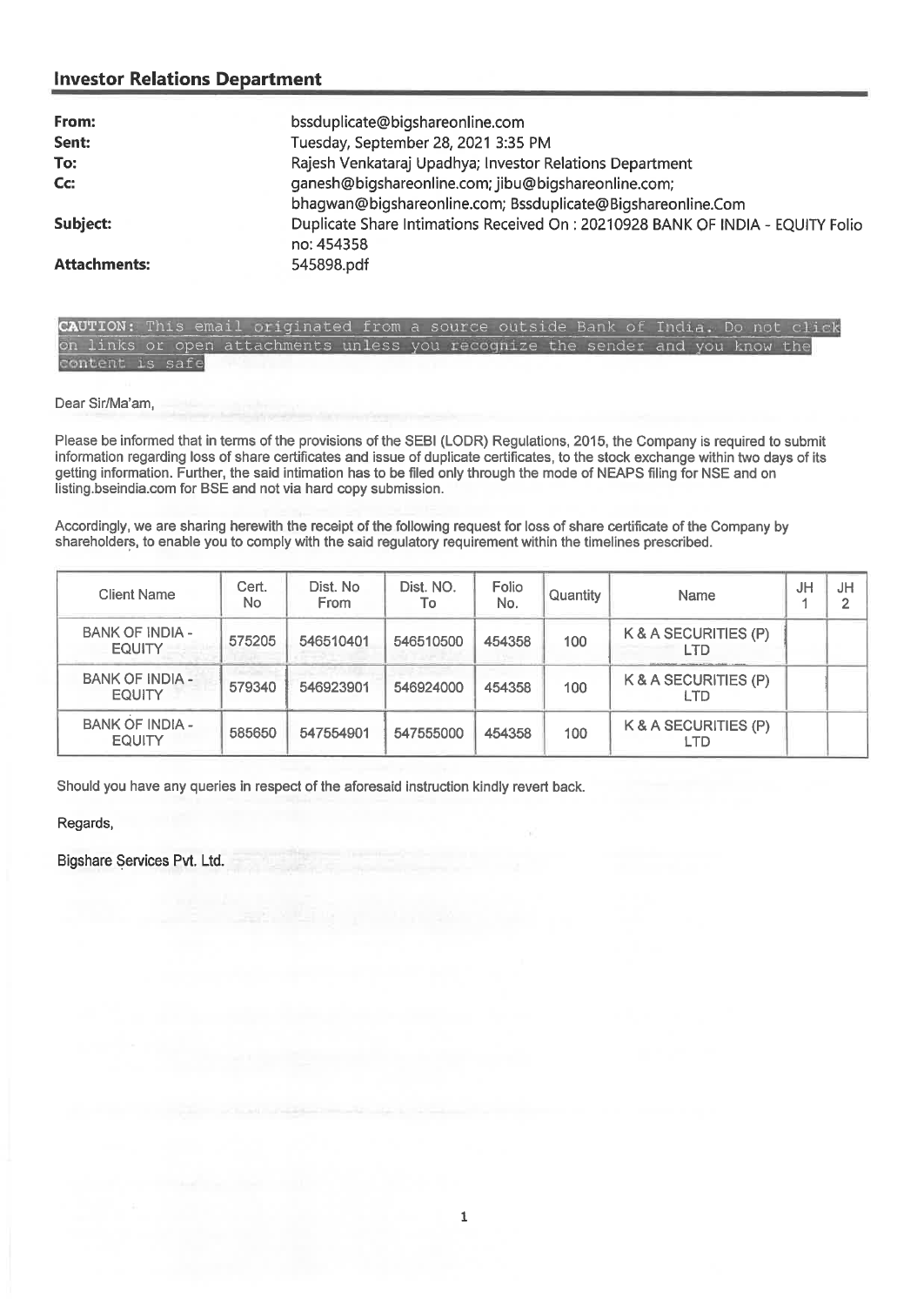## Investor Relations Department

| | |
|---|---|
| **From:** | bssduplicate@bigshareonline.com |
| **Sent:** | Tuesday, September 28, 2021 3:35 PM |
| **To:** | Rajesh Venkataraj Upadhya; Investor Relations Department |
| **Cc:** | ganesh@bigshareonline.com; jibu@bigshareonline.com; bhagwan@bigshareonline.com; Bssduplicate@Bigshareonline.Com |
| **Subject:** | Duplicate Share Intimations Received On : 20210928 BANK OF INDIA - EQUITY Folio no: 454358 |
| **Attachments:** | 545898.pdf |

**CAUTION:** This email originated from a source outside Bank of India. Do not click on links or open attachments unless you recognize the sender and you know the content is safe

Dear Sir/Ma'am,

Please be informed that in terms of the provisions of the SEBI (LODR) Regulations, 2015, the Company is required to submit information regarding loss of share certificates and issue of duplicate certificates, to the stock exchange within two days of its getting information. Further, the said intimation has to be filed only through the mode of NEAPS filing for NSE and on listing.bseindia.com for BSE and not via hard copy submission.

Accordingly, we are sharing herewith the receipt of the following request for loss of share certificate of the Company by shareholders, to enable you to comply with the said regulatory requirement within the timelines prescribed.

| Client Name | Cert. No | Dist. No From | Dist. NO. To | Folio No. | Quantity | Name | JH 1 | JH 2 |
|---|---|---|---|---|---|---|---|---|
| BANK OF INDIA - EQUITY | 575205 | 546510401 | 546510500 | 454358 | 100 | K & A SECURITIES (P) LTD | | |
| BANK OF INDIA - EQUITY | 579340 | 546923901 | 546924000 | 454358 | 100 | K & A SECURITIES (P) LTD | | |
| BANK OF INDIA - EQUITY | 585650 | 547554901 | 547555000 | 454358 | 100 | K & A SECURITIES (P) LTD | | |

Should you have any queries in respect of the aforesaid instruction kindly revert back.

Regards,

Bigshare Services Pvt. Ltd.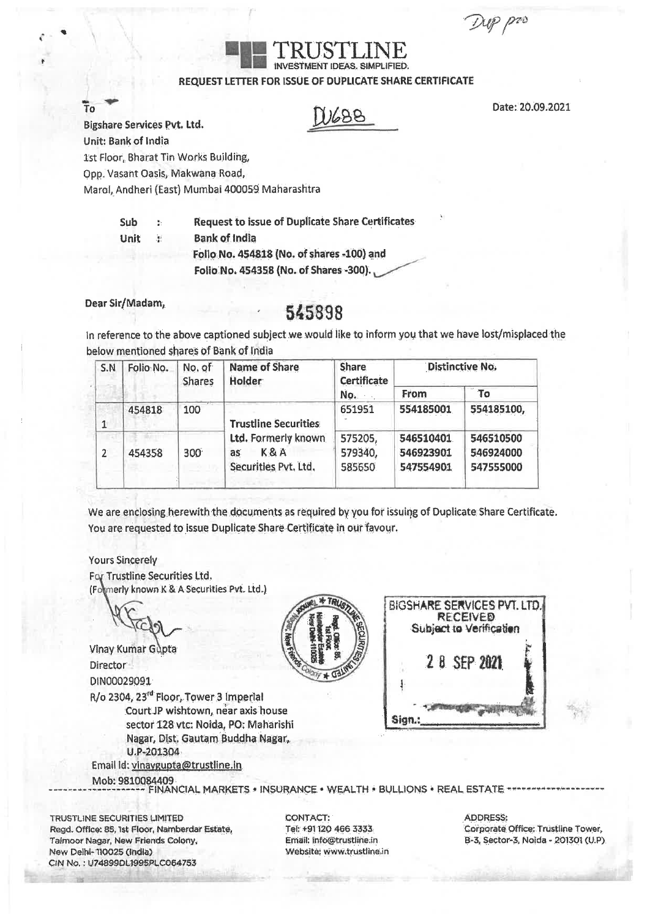Dup pro

# TRUSTLINE

INVESTMENT IDEAS. SIMPLIFIED.

**REQUEST LETTER FOR ISSUE OF DUPLICATE SHARE CERTIFICATE**

To

DU688

Date: 20.09.2021

Bigshare Services Pvt. Ltd.
Unit: Bank of India
1st Floor, Bharat Tin Works Building,
Opp. Vasant Oasis, Makwana Road,
Marol, Andheri (East) Mumbai 400059 Maharashtra

Sub : **Request to issue of Duplicate Share Certificates**
Unit : **Bank of India**
**Folio No. 454818 (No. of shares -100) and**
**Folio No. 454358 (No. of Shares -300).**

Dear Sir/Madam,

**545898**

In reference to the above captioned subject we would like to inform you that we have lost/misplaced the below mentioned shares of Bank of India

| S.N | Folio No. | No. of Shares | Name of Share Holder | Share Certificate No. | Distinctive No. | |
|---|---|---|---|---|---|---|
| | | | | | From | To |
| 1 | 454818 | 100 | Trustline Securities Ltd. Formerly known as K & A Securities Pvt. Ltd. | 651951 | 554185001 | 554185100, |
| 2 | 454358 | 300 | | 575205,<br>579340,<br>585650 | 546510401<br>546923901<br>547554901 | 546510500<br>546924000<br>547555000 |

We are enclosing herewith the documents as required by you for issuing of Duplicate Share Certificate. You are requested to issue Duplicate Share Certificate in our favour.

Yours Sincerely

For Trustline Securities Ltd.
(Formerly known K & A Securities Pvt. Ltd.)

Vinay Kumar Gupta
Director
DIN00029091
R/o 2304, 23rd Floor, Tower 3 Imperial Court JP wishtown, near axis house sector 128 vtc: Noida, PO: Maharishi Nagar, Dist. Gautam Buddha Nagar, U.P-201304
Email Id: vinaygupta@trustline.in
Mob: 9810084409

BIGSHARE SERVICES PVT. LTD.
RECEIVED
Subject to Verification
28 SEP 2021
Sign.:

FINANCIAL MARKETS • INSURANCE • WEALTH • BULLIONS • REAL ESTATE

TRUSTLINE SECURITIES LIMITED
Regd. Office: 85, 1st Floor, Namberdar Estate, Taimoor Nagar, New Friends Colony, New Delhi- 110025 (India)
CIN No. : U74899DL1995PLC064753

CONTACT:
Tel: +91 120 466 3333
Email: info@trustline.in
Website: www.trustline.in

ADDRESS:
Corporate Office: Trustline Tower, B-3, Sector-3, Noida - 201301 (U.P)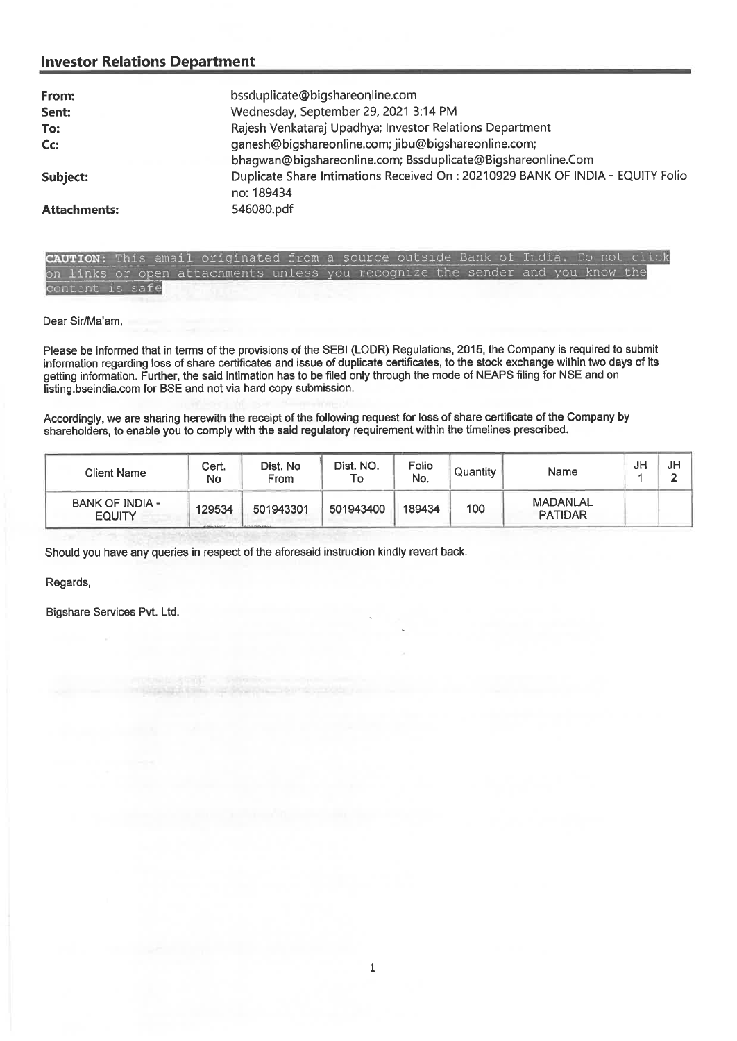## Investor Relations Department

| | |
|---|---|
| **From:** | bssduplicate@bigshareonline.com |
| **Sent:** | Wednesday, September 29, 2021 3:14 PM |
| **To:** | Rajesh Venkataraj Upadhya; Investor Relations Department |
| **Cc:** | ganesh@bigshareonline.com; jibu@bigshareonline.com; bhagwan@bigshareonline.com; Bssduplicate@Bigshareonline.Com |
| **Subject:** | Duplicate Share Intimations Received On : 20210929 BANK OF INDIA - EQUITY Folio no: 189434 |
| **Attachments:** | 546080.pdf |

**CAUTION**: This email originated from a source outside Bank of India. Do not click on links or open attachments unless you recognize the sender and you know the content is safe

Dear Sir/Ma'am,

Please be informed that in terms of the provisions of the SEBI (LODR) Regulations, 2015, the Company is required to submit information regarding loss of share certificates and issue of duplicate certificates, to the stock exchange within two days of its getting information. Further, the said intimation has to be filed only through the mode of NEAPS filing for NSE and on listing.bseindia.com for BSE and not via hard copy submission.

Accordingly, we are sharing herewith the receipt of the following request for loss of share certificate of the Company by shareholders, to enable you to comply with the said regulatory requirement within the timelines prescribed.

| Client Name | Cert. No | Dist. No From | Dist. NO. To | Folio No. | Quantity | Name | JH 1 | JH 2 |
|---|---|---|---|---|---|---|---|---|
| BANK OF INDIA - EQUITY | 129534 | 501943301 | 501943400 | 189434 | 100 | MADANLAL PATIDAR | | |

Should you have any queries in respect of the aforesaid instruction kindly revert back.

Regards,

Bigshare Services Pvt. Ltd.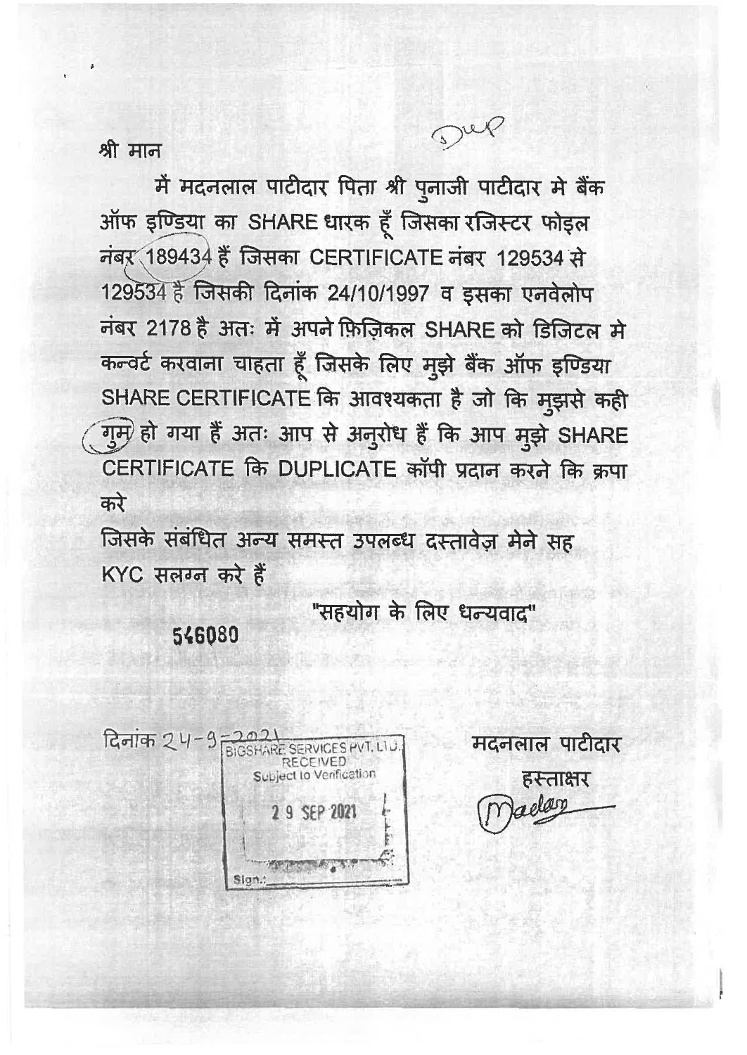Dup

श्री मान

मै मदनलाल पाटीदार पिता श्री पुनाजी पाटीदार मे बैंक ऑफ इण्डिया का SHARE धारक हूँ जिसका रजिस्टर फोइल नंबर 189434 हैं जिसका CERTIFICATE नंबर 129534 से 129534 है जिसकी दिनांक 24/10/1997 व इसका एनवेलोप नंबर 2178 है अतः मे अपने फ़िज़िकल SHARE को डिजिटल मे कन्वर्ट करवाना चाहता हूँ जिसके लिए मुझे बैंक ऑफ इण्डिया SHARE CERTIFICATE कि आवश्यकता है जो कि मुझसे कही गुम हो गया हैं अतः आप से अनुरोध हैं कि आप मुझे SHARE CERTIFICATE कि DUPLICATE कॉपी प्रदान करने कि क्रपा करे

जिसके संबंधित अन्य समस्त उपलब्ध दस्तावेज़ मेने सह KYC सलग्न करे हैं

"सहयोग के लिए धन्यवाद"

546080

दिनांक 24-9-2021

BIGSHARE SERVICES PVT. LTD.
RECEIVED
Subject to Verification
29 SEP 2021
Sign.:

मदनलाल पाटीदार

हस्ताक्षर

Madan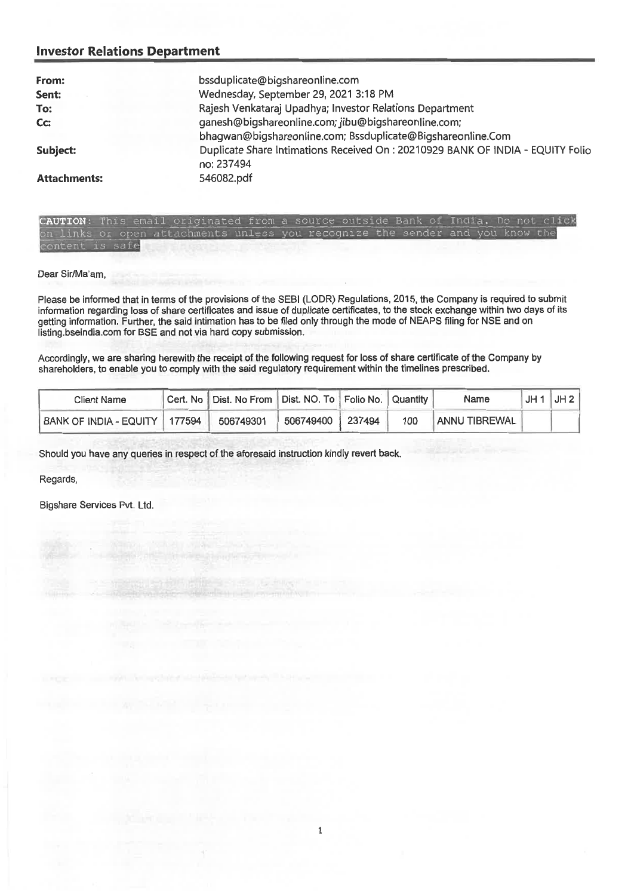## Investor Relations Department

| | |
|---|---|
| **From:** | bssduplicate@bigshareonline.com |
| **Sent:** | Wednesday, September 29, 2021 3:18 PM |
| **To:** | Rajesh Venkataraj Upadhya; Investor Relations Department |
| **Cc:** | ganesh@bigshareonline.com; jibu@bigshareonline.com; bhagwan@bigshareonline.com; Bssduplicate@Bigshareonline.Com |
| **Subject:** | Duplicate Share Intimations Received On : 20210929 BANK OF INDIA - EQUITY Folio no: 237494 |
| **Attachments:** | 546082.pdf |

CAUTION: This email originated from a source outside Bank of India. Do not click on links or open attachments unless you recognize the sender and you know the content is safe

Dear Sir/Ma'am,

Please be informed that in terms of the provisions of the SEBI (LODR) Regulations, 2015, the Company is required to submit information regarding loss of share certificates and issue of duplicate certificates, to the stock exchange within two days of its getting information. Further, the said intimation has to be filed only through the mode of NEAPS filing for NSE and on listing.bseindia.com for BSE and not via hard copy submission.

Accordingly, we are sharing herewith the receipt of the following request for loss of share certificate of the Company by shareholders, to enable you to comply with the said regulatory requirement within the timelines prescribed.

| Client Name | Cert. No | Dist. No From | Dist. NO. To | Folio No. | Quantity | Name | JH 1 | JH 2 |
|---|---|---|---|---|---|---|---|---|
| BANK OF INDIA - EQUITY | 177594 | 506749301 | 506749400 | 237494 | 100 | ANNU TIBREWAL | | |

Should you have any queries in respect of the aforesaid instruction kindly revert back.

Regards,

Bigshare Services Pvt. Ltd.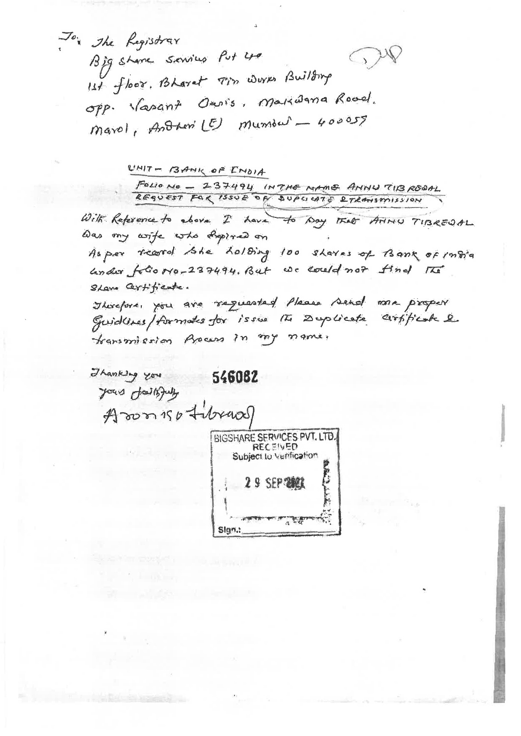To, The Registrar
Big Share Services Pvt Ltd
1st floor, Bharat Tin Works Building
opp. Vasant Oasis, Makwana Road.
Marol, Andheri (E) Mumbai — 400059

UNIT – BANK OF INDIA
FOLIO NO — 237494 IN THE NAME ANNU TIBREWAL
REQUEST FOR ISSUE OF DUPLICATE & TRANSMISSION

With Reference to above I have to say that ANNU TIBREWAL was my wife who Expired on
As per record she holding 100 shares of Bank of India under folio No-237494. But we could not find the Share Certificate.

Therefore, you are requested please send me proper Guidelines/formats for issue the Duplicate Certificate & transmission Process in my name.

Thanking you
Yours faithfully

546082

Aromiso Tibrewal

BIGSHARE SERVICES PVT. LTD.
RECEIVED
Subject to Verification
29 SEP 2021
Sign.: